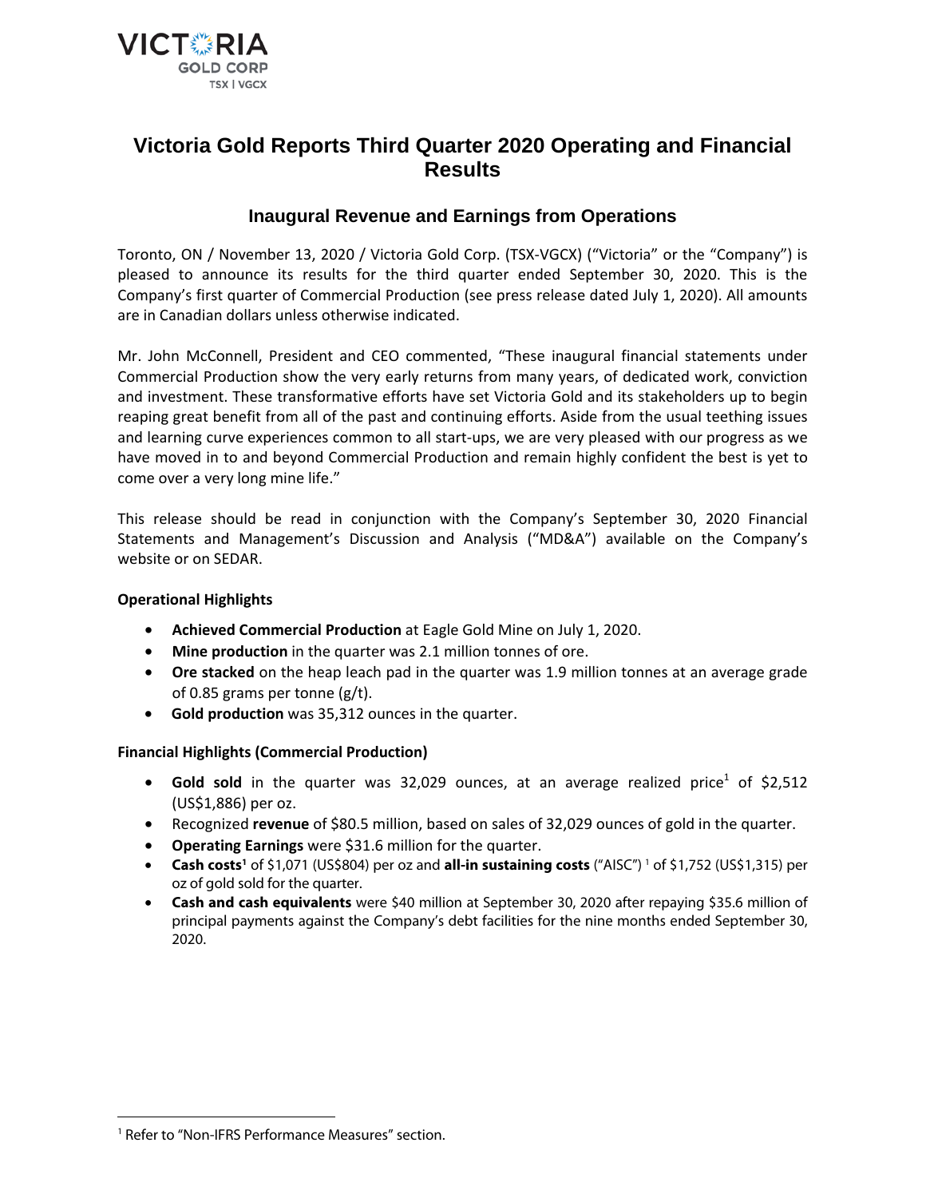VICTORIA GOLD CORP
TSX | VGCX

# Victoria Gold Reports Third Quarter 2020 Operating and Financial Results

## Inaugural Revenue and Earnings from Operations

Toronto, ON / November 13, 2020 / Victoria Gold Corp. (TSX-VGCX) ("Victoria" or the "Company") is pleased to announce its results for the third quarter ended September 30, 2020. This is the Company's first quarter of Commercial Production (see press release dated July 1, 2020). All amounts are in Canadian dollars unless otherwise indicated.

Mr. John McConnell, President and CEO commented, "These inaugural financial statements under Commercial Production show the very early returns from many years, of dedicated work, conviction and investment. These transformative efforts have set Victoria Gold and its stakeholders up to begin reaping great benefit from all of the past and continuing efforts. Aside from the usual teething issues and learning curve experiences common to all start-ups, we are very pleased with our progress as we have moved in to and beyond Commercial Production and remain highly confident the best is yet to come over a very long mine life."

This release should be read in conjunction with the Company's September 30, 2020 Financial Statements and Management's Discussion and Analysis ("MD&A") available on the Company's website or on SEDAR.

**Operational Highlights**

- **Achieved Commercial Production** at Eagle Gold Mine on July 1, 2020.
- **Mine production** in the quarter was 2.1 million tonnes of ore.
- **Ore stacked** on the heap leach pad in the quarter was 1.9 million tonnes at an average grade of 0.85 grams per tonne (g/t).
- **Gold production** was 35,312 ounces in the quarter.

**Financial Highlights (Commercial Production)**

- **Gold sold** in the quarter was 32,029 ounces, at an average realized price[1] of $2,512 (US$1,886) per oz.
- Recognized **revenue** of $80.5 million, based on sales of 32,029 ounces of gold in the quarter.
- **Operating Earnings** were $31.6 million for the quarter.
- **Cash costs**[1] of $1,071 (US$804) per oz and **all-in sustaining costs** ("AISC")[1] of $1,752 (US$1,315) per oz of gold sold for the quarter.
- **Cash and cash equivalents** were $40 million at September 30, 2020 after repaying $35.6 million of principal payments against the Company's debt facilities for the nine months ended September 30, 2020.

[1] Refer to "Non-IFRS Performance Measures" section.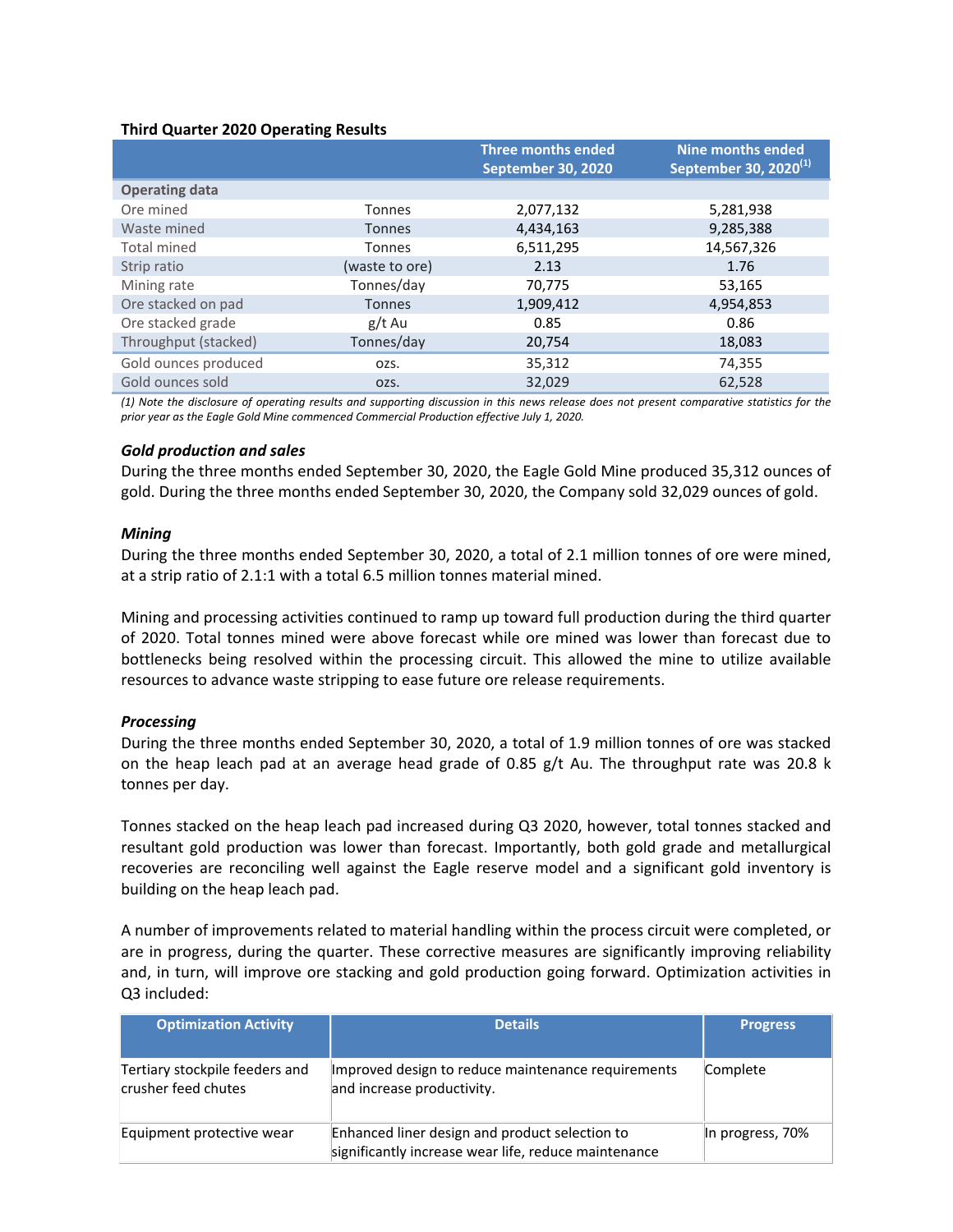**Third Quarter 2020 Operating Results**

| | | Three months ended September 30, 2020 | Nine months ended September 30, 2020[(1)] |
|---|---|---|---|
| **Operating data** | | | |
| Ore mined | Tonnes | 2,077,132 | 5,281,938 |
| Waste mined | Tonnes | 4,434,163 | 9,285,388 |
| Total mined | Tonnes | 6,511,295 | 14,567,326 |
| Strip ratio | (waste to ore) | 2.13 | 1.76 |
| Mining rate | Tonnes/day | 70,775 | 53,165 |
| Ore stacked on pad | Tonnes | 1,909,412 | 4,954,853 |
| Ore stacked grade | g/t Au | 0.85 | 0.86 |
| Throughput (stacked) | Tonnes/day | 20,754 | 18,083 |
| Gold ounces produced | ozs. | 35,312 | 74,355 |
| Gold ounces sold | ozs. | 32,029 | 62,528 |

*(1) Note the disclosure of operating results and supporting discussion in this news release does not present comparative statistics for the prior year as the Eagle Gold Mine commenced Commercial Production effective July 1, 2020.*

***Gold production and sales***

During the three months ended September 30, 2020, the Eagle Gold Mine produced 35,312 ounces of gold. During the three months ended September 30, 2020, the Company sold 32,029 ounces of gold.

***Mining***

During the three months ended September 30, 2020, a total of 2.1 million tonnes of ore were mined, at a strip ratio of 2.1:1 with a total 6.5 million tonnes material mined.

Mining and processing activities continued to ramp up toward full production during the third quarter of 2020. Total tonnes mined were above forecast while ore mined was lower than forecast due to bottlenecks being resolved within the processing circuit. This allowed the mine to utilize available resources to advance waste stripping to ease future ore release requirements.

***Processing***

During the three months ended September 30, 2020, a total of 1.9 million tonnes of ore was stacked on the heap leach pad at an average head grade of 0.85 g/t Au. The throughput rate was 20.8 k tonnes per day.

Tonnes stacked on the heap leach pad increased during Q3 2020, however, total tonnes stacked and resultant gold production was lower than forecast. Importantly, both gold grade and metallurgical recoveries are reconciling well against the Eagle reserve model and a significant gold inventory is building on the heap leach pad.

A number of improvements related to material handling within the process circuit were completed, or are in progress, during the quarter. These corrective measures are significantly improving reliability and, in turn, will improve ore stacking and gold production going forward. Optimization activities in Q3 included:

| Optimization Activity | Details | Progress |
|---|---|---|
| Tertiary stockpile feeders and crusher feed chutes | Improved design to reduce maintenance requirements and increase productivity. | Complete |
| Equipment protective wear | Enhanced liner design and product selection to significantly increase wear life, reduce maintenance | In progress, 70% |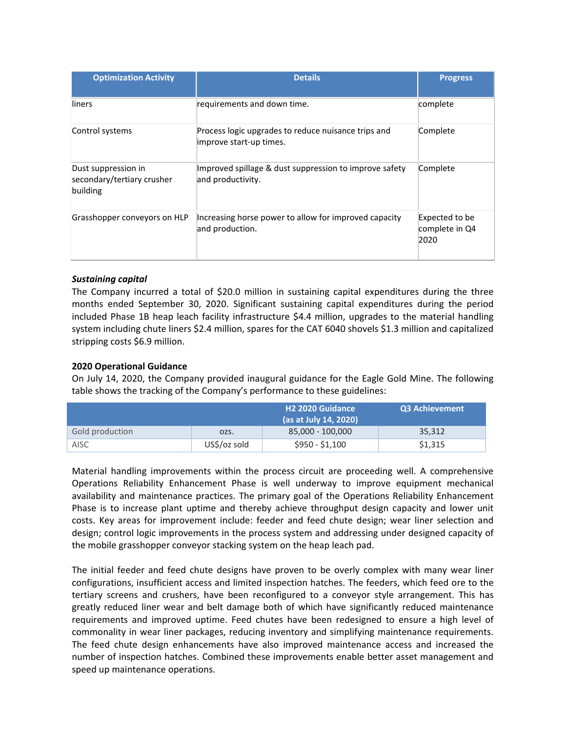| Optimization Activity | Details | Progress |
|---|---|---|
| liners | requirements and down time. | complete |
| Control systems | Process logic upgrades to reduce nuisance trips and improve start-up times. | Complete |
| Dust suppression in secondary/tertiary crusher building | Improved spillage & dust suppression to improve safety and productivity. | Complete |
| Grasshopper conveyors on HLP | Increasing horse power to allow for improved capacity and production. | Expected to be complete in Q4 2020 |

***Sustaining capital***

The Company incurred a total of $20.0 million in sustaining capital expenditures during the three months ended September 30, 2020. Significant sustaining capital expenditures during the period included Phase 1B heap leach facility infrastructure $4.4 million, upgrades to the material handling system including chute liners $2.4 million, spares for the CAT 6040 shovels $1.3 million and capitalized stripping costs $6.9 million.

**2020 Operational Guidance**

On July 14, 2020, the Company provided inaugural guidance for the Eagle Gold Mine. The following table shows the tracking of the Company's performance to these guidelines:

| | | H2 2020 Guidance (as at July 14, 2020) | Q3 Achievement |
|---|---|---|---|
| Gold production | ozs. | 85,000 - 100,000 | 35,312 |
| AISC | US$/oz sold | $950 - $1,100 | $1,315 |

Material handling improvements within the process circuit are proceeding well. A comprehensive Operations Reliability Enhancement Phase is well underway to improve equipment mechanical availability and maintenance practices. The primary goal of the Operations Reliability Enhancement Phase is to increase plant uptime and thereby achieve throughput design capacity and lower unit costs. Key areas for improvement include: feeder and feed chute design; wear liner selection and design; control logic improvements in the process system and addressing under designed capacity of the mobile grasshopper conveyor stacking system on the heap leach pad.

The initial feeder and feed chute designs have proven to be overly complex with many wear liner configurations, insufficient access and limited inspection hatches. The feeders, which feed ore to the tertiary screens and crushers, have been reconfigured to a conveyor style arrangement. This has greatly reduced liner wear and belt damage both of which have significantly reduced maintenance requirements and improved uptime. Feed chutes have been redesigned to ensure a high level of commonality in wear liner packages, reducing inventory and simplifying maintenance requirements. The feed chute design enhancements have also improved maintenance access and increased the number of inspection hatches. Combined these improvements enable better asset management and speed up maintenance operations.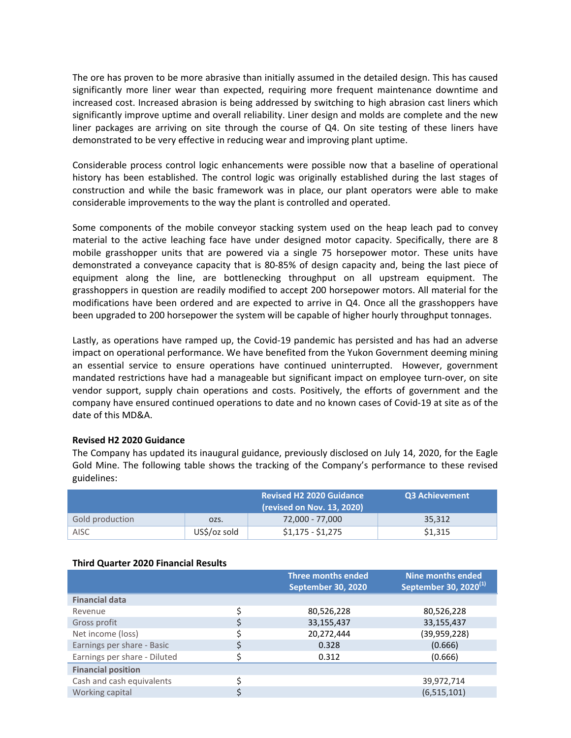The ore has proven to be more abrasive than initially assumed in the detailed design. This has caused significantly more liner wear than expected, requiring more frequent maintenance downtime and increased cost. Increased abrasion is being addressed by switching to high abrasion cast liners which significantly improve uptime and overall reliability. Liner design and molds are complete and the new liner packages are arriving on site through the course of Q4. On site testing of these liners have demonstrated to be very effective in reducing wear and improving plant uptime.

Considerable process control logic enhancements were possible now that a baseline of operational history has been established. The control logic was originally established during the last stages of construction and while the basic framework was in place, our plant operators were able to make considerable improvements to the way the plant is controlled and operated.

Some components of the mobile conveyor stacking system used on the heap leach pad to convey material to the active leaching face have under designed motor capacity. Specifically, there are 8 mobile grasshopper units that are powered via a single 75 horsepower motor. These units have demonstrated a conveyance capacity that is 80-85% of design capacity and, being the last piece of equipment along the line, are bottlenecking throughput on all upstream equipment. The grasshoppers in question are readily modified to accept 200 horsepower motors. All material for the modifications have been ordered and are expected to arrive in Q4. Once all the grasshoppers have been upgraded to 200 horsepower the system will be capable of higher hourly throughput tonnages.

Lastly, as operations have ramped up, the Covid-19 pandemic has persisted and has had an adverse impact on operational performance. We have benefited from the Yukon Government deeming mining an essential service to ensure operations have continued uninterrupted. However, government mandated restrictions have had a manageable but significant impact on employee turn-over, on site vendor support, supply chain operations and costs. Positively, the efforts of government and the company have ensured continued operations to date and no known cases of Covid-19 at site as of the date of this MD&A.

**Revised H2 2020 Guidance**

The Company has updated its inaugural guidance, previously disclosed on July 14, 2020, for the Eagle Gold Mine. The following table shows the tracking of the Company's performance to these revised guidelines:

| | | Revised H2 2020 Guidance (revised on Nov. 13, 2020) | Q3 Achievement |
|---|---|---|---|
| Gold production | ozs. | 72,000 - 77,000 | 35,312 |
| AISC | US$/oz sold | $1,175 - $1,275 | $1,315 |

**Third Quarter 2020 Financial Results**

| | | Three months ended September 30, 2020 | Nine months ended September 30, 2020[1] |
|---|---|---|---|
| **Financial data** | | | |
| Revenue | $ | 80,526,228 | 80,526,228 |
| Gross profit | $ | 33,155,437 | 33,155,437 |
| Net income (loss) | $ | 20,272,444 | (39,959,228) |
| Earnings per share - Basic | $ | 0.328 | (0.666) |
| Earnings per share - Diluted | $ | 0.312 | (0.666) |
| **Financial position** | | | |
| Cash and cash equivalents | $ | | 39,972,714 |
| Working capital | $ | | (6,515,101) |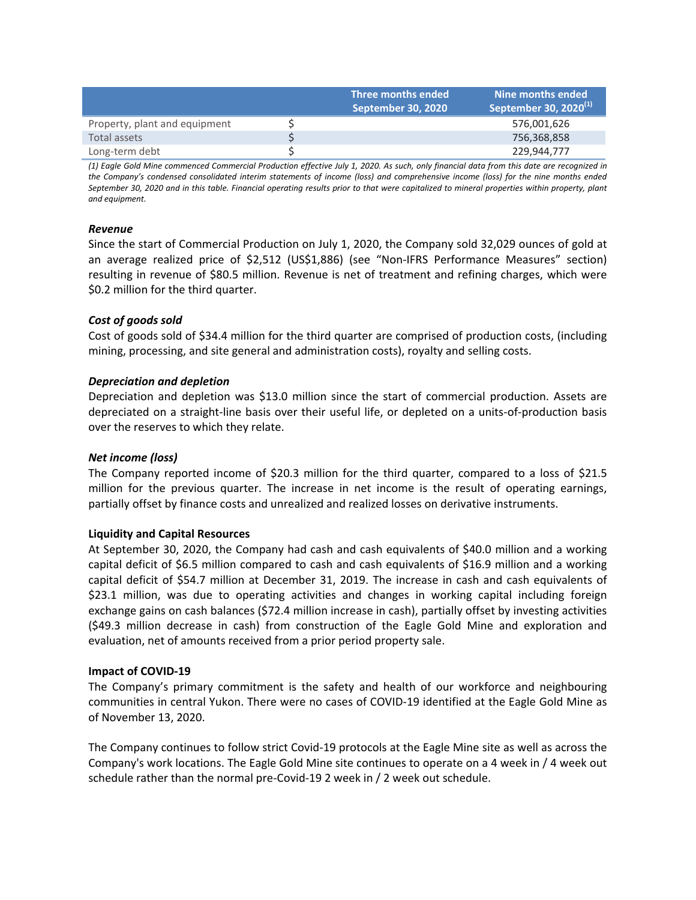| | | Three months ended September 30, 2020 | Nine months ended September 30, 2020[(1)] |
|---|---|---|---|
| Property, plant and equipment | $ | | 576,001,626 |
| Total assets | $ | | 756,368,858 |
| Long-term debt | $ | | 229,944,777 |

*(1) Eagle Gold Mine commenced Commercial Production effective July 1, 2020. As such, only financial data from this date are recognized in the Company's condensed consolidated interim statements of income (loss) and comprehensive income (loss) for the nine months ended September 30, 2020 and in this table. Financial operating results prior to that were capitalized to mineral properties within property, plant and equipment.*

***Revenue***

Since the start of Commercial Production on July 1, 2020, the Company sold 32,029 ounces of gold at an average realized price of $2,512 (US$1,886) (see "Non-IFRS Performance Measures" section) resulting in revenue of $80.5 million. Revenue is net of treatment and refining charges, which were $0.2 million for the third quarter.

***Cost of goods sold***

Cost of goods sold of $34.4 million for the third quarter are comprised of production costs, (including mining, processing, and site general and administration costs), royalty and selling costs.

***Depreciation and depletion***

Depreciation and depletion was $13.0 million since the start of commercial production. Assets are depreciated on a straight-line basis over their useful life, or depleted on a units-of-production basis over the reserves to which they relate.

***Net income (loss)***

The Company reported income of $20.3 million for the third quarter, compared to a loss of $21.5 million for the previous quarter. The increase in net income is the result of operating earnings, partially offset by finance costs and unrealized and realized losses on derivative instruments.

**Liquidity and Capital Resources**

At September 30, 2020, the Company had cash and cash equivalents of $40.0 million and a working capital deficit of $6.5 million compared to cash and cash equivalents of $16.9 million and a working capital deficit of $54.7 million at December 31, 2019. The increase in cash and cash equivalents of $23.1 million, was due to operating activities and changes in working capital including foreign exchange gains on cash balances ($72.4 million increase in cash), partially offset by investing activities ($49.3 million decrease in cash) from construction of the Eagle Gold Mine and exploration and evaluation, net of amounts received from a prior period property sale.

**Impact of COVID-19**

The Company's primary commitment is the safety and health of our workforce and neighbouring communities in central Yukon. There were no cases of COVID-19 identified at the Eagle Gold Mine as of November 13, 2020.

The Company continues to follow strict Covid-19 protocols at the Eagle Mine site as well as across the Company's work locations. The Eagle Gold Mine site continues to operate on a 4 week in / 4 week out schedule rather than the normal pre-Covid-19 2 week in / 2 week out schedule.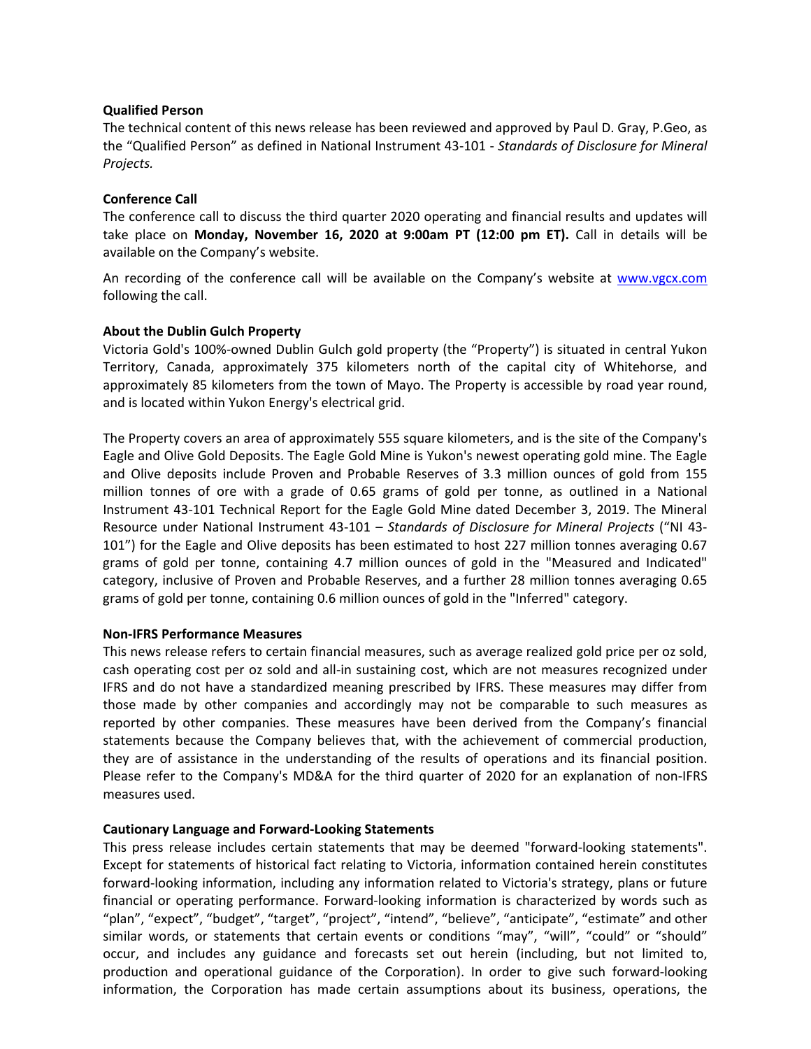**Qualified Person**

The technical content of this news release has been reviewed and approved by Paul D. Gray, P.Geo, as the "Qualified Person" as defined in National Instrument 43-101 - *Standards of Disclosure for Mineral Projects.*

**Conference Call**

The conference call to discuss the third quarter 2020 operating and financial results and updates will take place on **Monday, November 16, 2020 at 9:00am PT (12:00 pm ET).** Call in details will be available on the Company's website.

An recording of the conference call will be available on the Company's website at www.vgcx.com following the call.

**About the Dublin Gulch Property**

Victoria Gold's 100%-owned Dublin Gulch gold property (the "Property") is situated in central Yukon Territory, Canada, approximately 375 kilometers north of the capital city of Whitehorse, and approximately 85 kilometers from the town of Mayo. The Property is accessible by road year round, and is located within Yukon Energy's electrical grid.

The Property covers an area of approximately 555 square kilometers, and is the site of the Company's Eagle and Olive Gold Deposits. The Eagle Gold Mine is Yukon's newest operating gold mine. The Eagle and Olive deposits include Proven and Probable Reserves of 3.3 million ounces of gold from 155 million tonnes of ore with a grade of 0.65 grams of gold per tonne, as outlined in a National Instrument 43-101 Technical Report for the Eagle Gold Mine dated December 3, 2019. The Mineral Resource under National Instrument 43-101 – *Standards of Disclosure for Mineral Projects* ("NI 43-101") for the Eagle and Olive deposits has been estimated to host 227 million tonnes averaging 0.67 grams of gold per tonne, containing 4.7 million ounces of gold in the "Measured and Indicated" category, inclusive of Proven and Probable Reserves, and a further 28 million tonnes averaging 0.65 grams of gold per tonne, containing 0.6 million ounces of gold in the "Inferred" category.

**Non-IFRS Performance Measures**

This news release refers to certain financial measures, such as average realized gold price per oz sold, cash operating cost per oz sold and all-in sustaining cost, which are not measures recognized under IFRS and do not have a standardized meaning prescribed by IFRS. These measures may differ from those made by other companies and accordingly may not be comparable to such measures as reported by other companies. These measures have been derived from the Company's financial statements because the Company believes that, with the achievement of commercial production, they are of assistance in the understanding of the results of operations and its financial position. Please refer to the Company's MD&A for the third quarter of 2020 for an explanation of non-IFRS measures used.

**Cautionary Language and Forward-Looking Statements**

This press release includes certain statements that may be deemed "forward-looking statements". Except for statements of historical fact relating to Victoria, information contained herein constitutes forward-looking information, including any information related to Victoria's strategy, plans or future financial or operating performance. Forward-looking information is characterized by words such as "plan", "expect", "budget", "target", "project", "intend", "believe", "anticipate", "estimate" and other similar words, or statements that certain events or conditions "may", "will", "could" or "should" occur, and includes any guidance and forecasts set out herein (including, but not limited to, production and operational guidance of the Corporation). In order to give such forward-looking information, the Corporation has made certain assumptions about its business, operations, the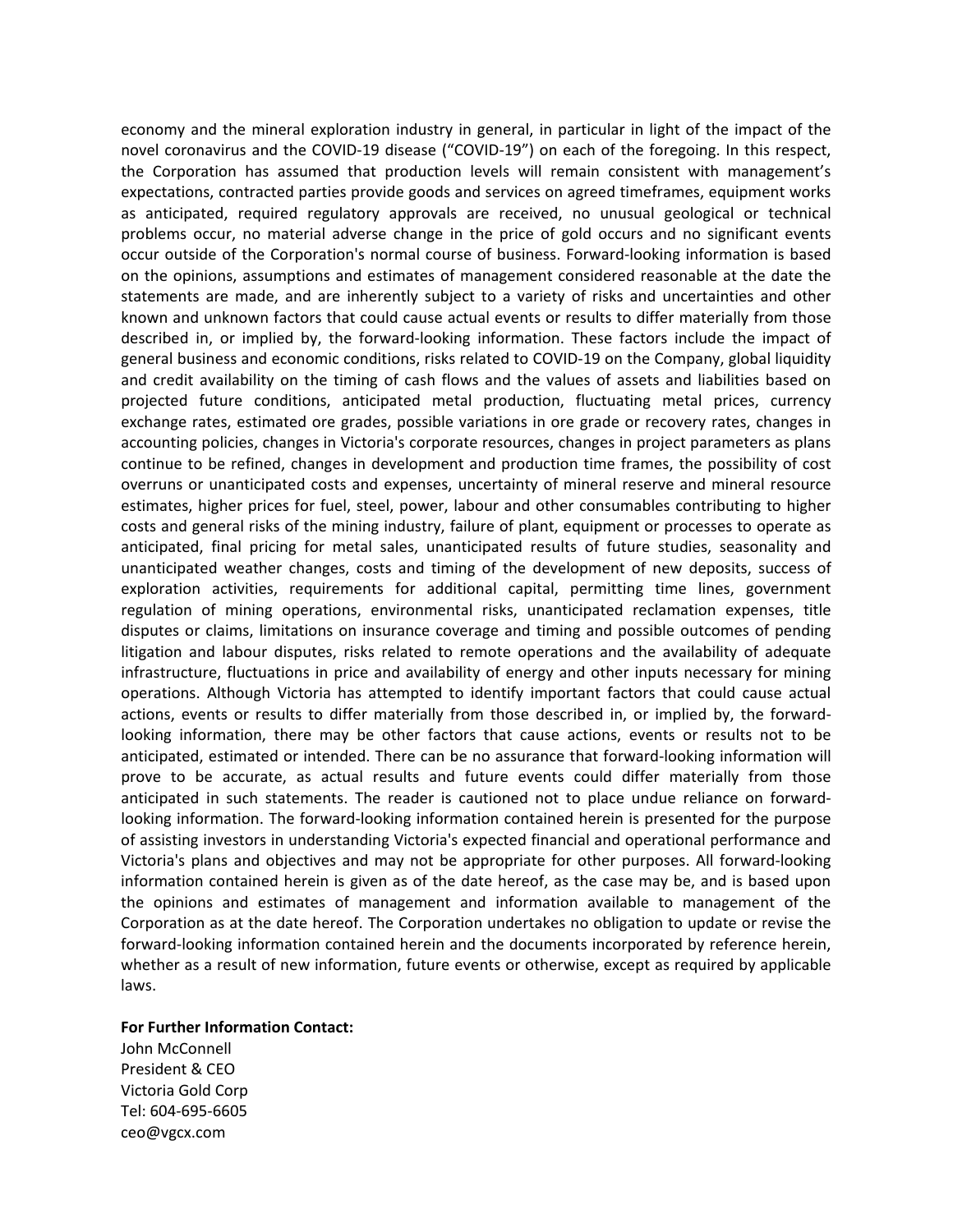economy and the mineral exploration industry in general, in particular in light of the impact of the novel coronavirus and the COVID-19 disease ("COVID-19") on each of the foregoing. In this respect, the Corporation has assumed that production levels will remain consistent with management's expectations, contracted parties provide goods and services on agreed timeframes, equipment works as anticipated, required regulatory approvals are received, no unusual geological or technical problems occur, no material adverse change in the price of gold occurs and no significant events occur outside of the Corporation's normal course of business. Forward-looking information is based on the opinions, assumptions and estimates of management considered reasonable at the date the statements are made, and are inherently subject to a variety of risks and uncertainties and other known and unknown factors that could cause actual events or results to differ materially from those described in, or implied by, the forward-looking information. These factors include the impact of general business and economic conditions, risks related to COVID-19 on the Company, global liquidity and credit availability on the timing of cash flows and the values of assets and liabilities based on projected future conditions, anticipated metal production, fluctuating metal prices, currency exchange rates, estimated ore grades, possible variations in ore grade or recovery rates, changes in accounting policies, changes in Victoria's corporate resources, changes in project parameters as plans continue to be refined, changes in development and production time frames, the possibility of cost overruns or unanticipated costs and expenses, uncertainty of mineral reserve and mineral resource estimates, higher prices for fuel, steel, power, labour and other consumables contributing to higher costs and general risks of the mining industry, failure of plant, equipment or processes to operate as anticipated, final pricing for metal sales, unanticipated results of future studies, seasonality and unanticipated weather changes, costs and timing of the development of new deposits, success of exploration activities, requirements for additional capital, permitting time lines, government regulation of mining operations, environmental risks, unanticipated reclamation expenses, title disputes or claims, limitations on insurance coverage and timing and possible outcomes of pending litigation and labour disputes, risks related to remote operations and the availability of adequate infrastructure, fluctuations in price and availability of energy and other inputs necessary for mining operations. Although Victoria has attempted to identify important factors that could cause actual actions, events or results to differ materially from those described in, or implied by, the forward-looking information, there may be other factors that cause actions, events or results not to be anticipated, estimated or intended. There can be no assurance that forward-looking information will prove to be accurate, as actual results and future events could differ materially from those anticipated in such statements. The reader is cautioned not to place undue reliance on forward-looking information. The forward-looking information contained herein is presented for the purpose of assisting investors in understanding Victoria's expected financial and operational performance and Victoria's plans and objectives and may not be appropriate for other purposes. All forward-looking information contained herein is given as of the date hereof, as the case may be, and is based upon the opinions and estimates of management and information available to management of the Corporation as at the date hereof. The Corporation undertakes no obligation to update or revise the forward-looking information contained herein and the documents incorporated by reference herein, whether as a result of new information, future events or otherwise, except as required by applicable laws.

**For Further Information Contact:**
John McConnell
President & CEO
Victoria Gold Corp
Tel: 604-695-6605
ceo@vgcx.com